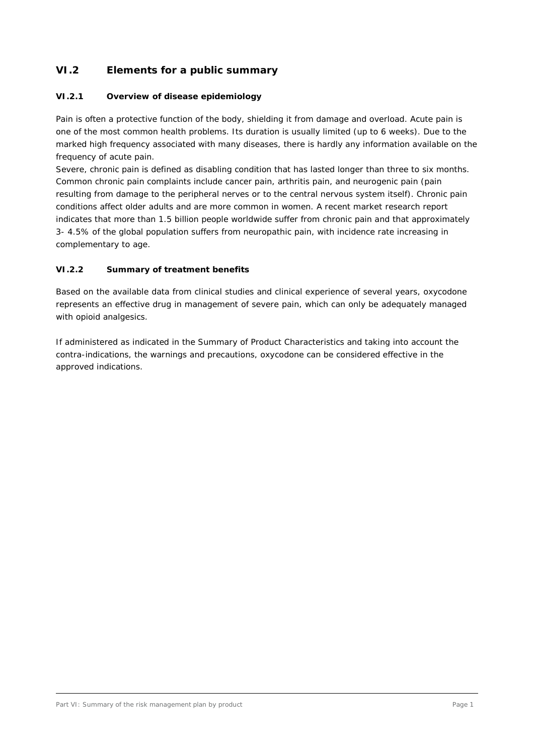## VI.2 Elements for a public summary

### VI.2.1 Overview of disease epidemiology

Pain is often a protective function of the body, shielding it from damage and overload. Acute pain is one of the most common health problems. Its duration is usually limited (up to 6 weeks). Due to the marked high frequency associated with many diseases, there is hardly any information available on the frequency of acute pain.
Severe, chronic pain is defined as disabling condition that has lasted longer than three to six months. Common chronic pain complaints include cancer pain, arthritis pain, and neurogenic pain (pain resulting from damage to the peripheral nerves or to the central nervous system itself). Chronic pain conditions affect older adults and are more common in women. A recent market research report indicates that more than 1.5 billion people worldwide suffer from chronic pain and that approximately 3- 4.5% of the global population suffers from neuropathic pain, with incidence rate increasing in complementary to age.

### VI.2.2 Summary of treatment benefits

Based on the available data from clinical studies and clinical experience of several years, oxycodone represents an effective drug in management of severe pain, which can only be adequately managed with opioid analgesics.

If administered as indicated in the Summary of Product Characteristics and taking into account the contra-indications, the warnings and precautions, oxycodone can be considered effective in the approved indications.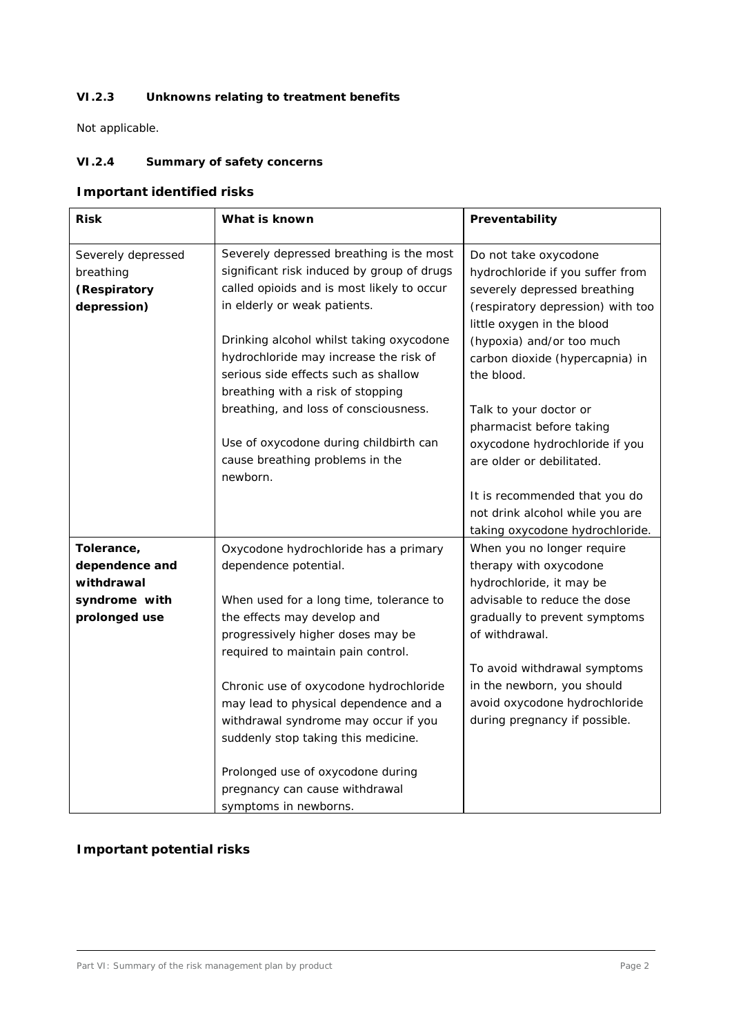### VI.2.3 Unknowns relating to treatment benefits

Not applicable.

### VI.2.4 Summary of safety concerns

#### Important identified risks

| Risk | What is known | Preventability |
| --- | --- | --- |
| Severely depressed breathing **(Respiratory depression)** | Severely depressed breathing is the most significant risk induced by group of drugs called opioids and is most likely to occur in elderly or weak patients.<br><br>Drinking alcohol whilst taking oxycodone hydrochloride may increase the risk of serious side effects such as shallow breathing with a risk of stopping breathing, and loss of consciousness.<br><br>Use of oxycodone during childbirth can cause breathing problems in the newborn. | Do not take oxycodone hydrochloride if you suffer from severely depressed breathing (respiratory depression) with too little oxygen in the blood (hypoxia) and/or too much carbon dioxide (hypercapnia) in the blood.<br><br>Talk to your doctor or pharmacist before taking oxycodone hydrochloride if you are older or debilitated.<br><br>It is recommended that you do not drink alcohol while you are taking oxycodone hydrochloride. |
| **Tolerance, dependence and withdrawal syndrome with prolonged use** | Oxycodone hydrochloride has a primary dependence potential.<br><br>When used for a long time, tolerance to the effects may develop and progressively higher doses may be required to maintain pain control.<br><br>Chronic use of oxycodone hydrochloride may lead to physical dependence and a withdrawal syndrome may occur if you suddenly stop taking this medicine.<br><br>Prolonged use of oxycodone during pregnancy can cause withdrawal symptoms in newborns. | When you no longer require therapy with oxycodone hydrochloride, it may be advisable to reduce the dose gradually to prevent symptoms of withdrawal.<br><br>To avoid withdrawal symptoms in the newborn, you should avoid oxycodone hydrochloride during pregnancy if possible. |

#### Important potential risks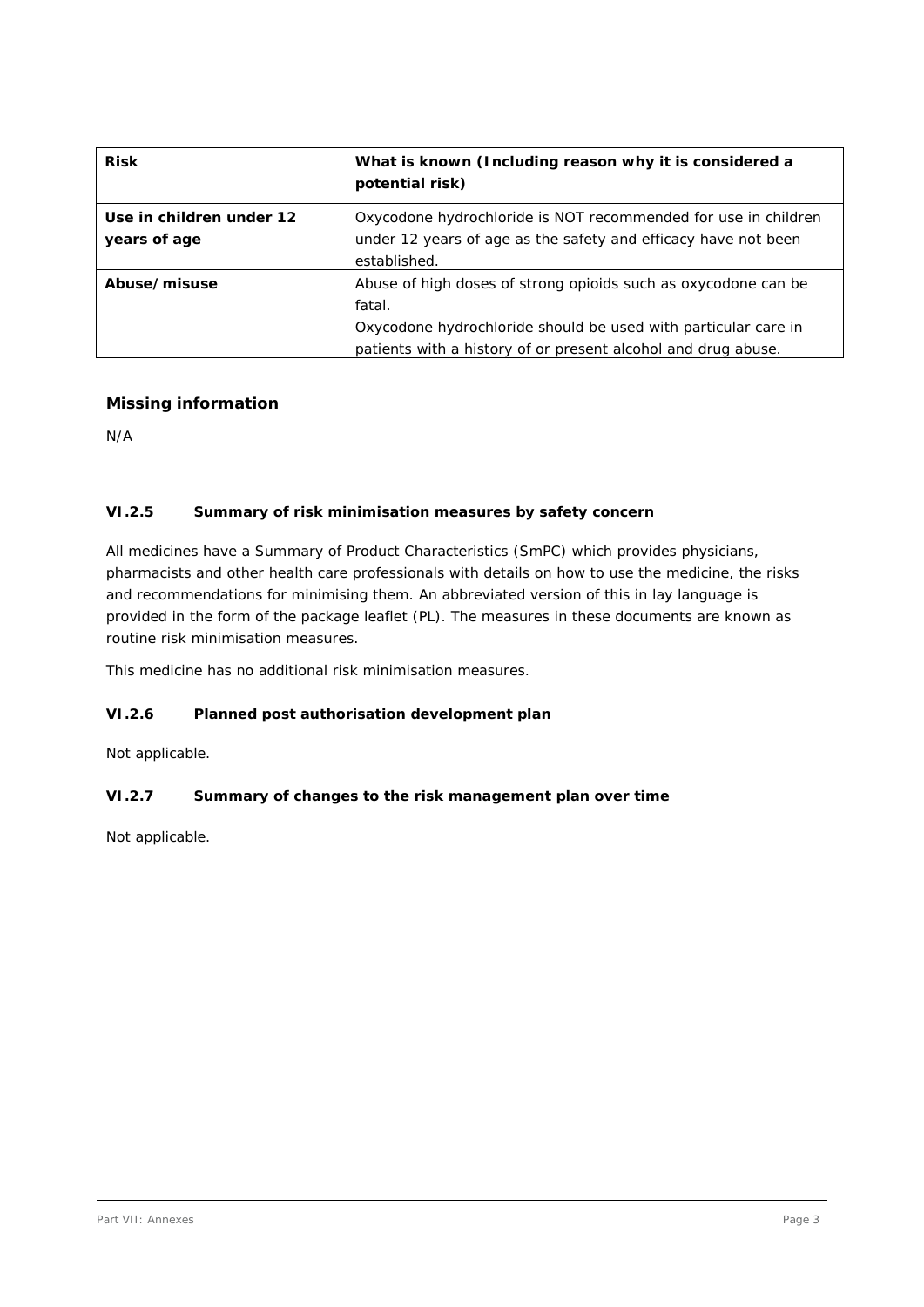| Risk | What is known (Including reason why it is considered a potential risk) |
|---|---|
| **Use in children under 12 years of age** | Oxycodone hydrochloride is NOT recommended for use in children under 12 years of age as the safety and efficacy have not been established. |
| **Abuse/misuse** | Abuse of high doses of strong opioids such as oxycodone can be fatal.<br>Oxycodone hydrochloride should be used with particular care in patients with a history of or present alcohol and drug abuse. |

### Missing information

N/A

#### VI.2.5 Summary of risk minimisation measures by safety concern

All medicines have a Summary of Product Characteristics (SmPC) which provides physicians, pharmacists and other health care professionals with details on how to use the medicine, the risks and recommendations for minimising them. An abbreviated version of this in lay language is provided in the form of the package leaflet (PL). The measures in these documents are known as routine risk minimisation measures.

This medicine has no additional risk minimisation measures.

#### VI.2.6 Planned post authorisation development plan

Not applicable.

#### VI.2.7 Summary of changes to the risk management plan over time

Not applicable.